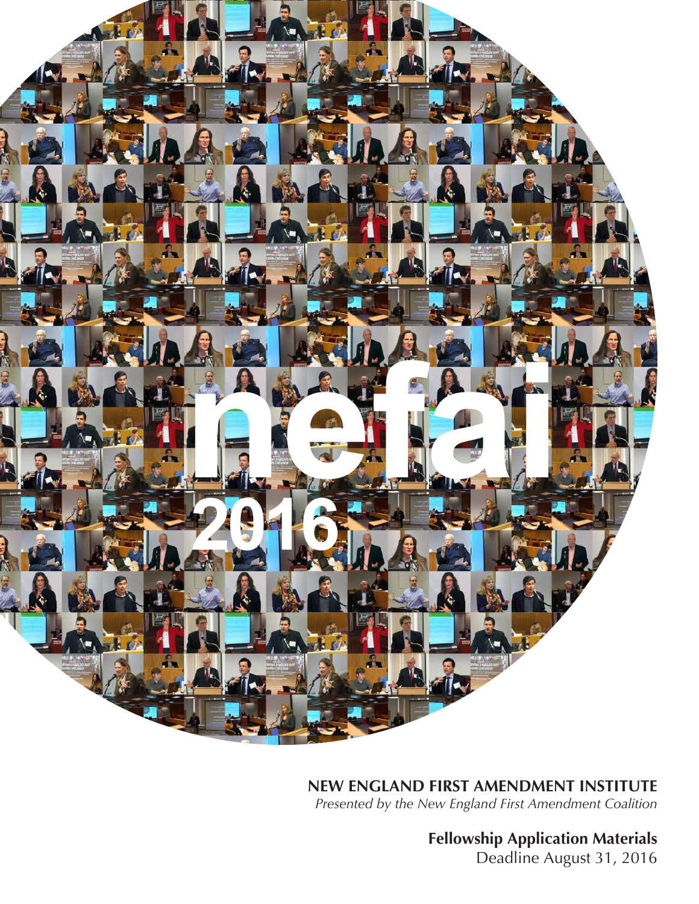# nefai 2016

**NEW ENGLAND FIRST AMENDMENT INSTITUTE**

*Presented by the New England First Amendment Coalition*

**Fellowship Application Materials**

Deadline August 31, 2016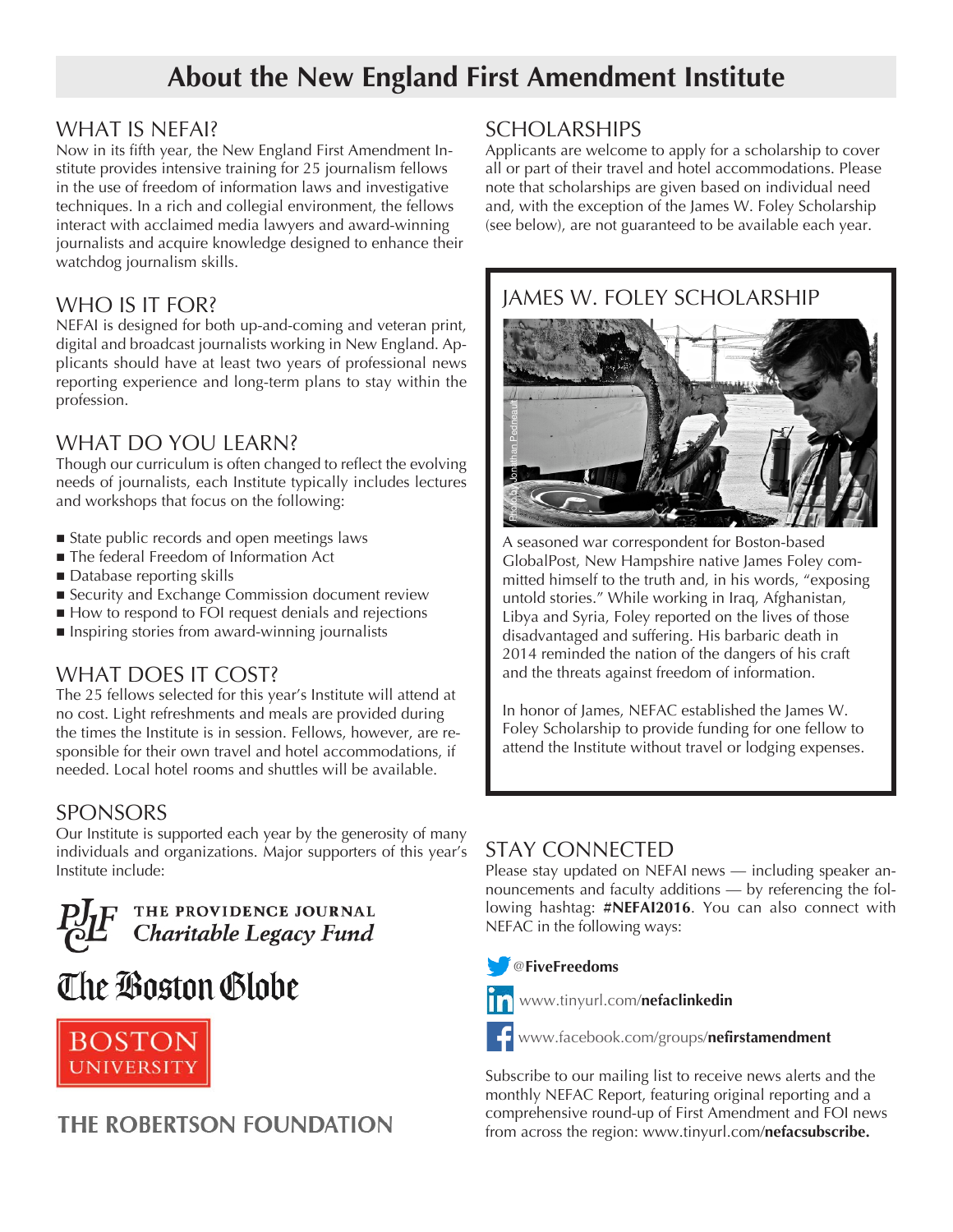# About the New England First Amendment Institute

## WHAT IS NEFAI?

Now in its fifth year, the New England First Amendment Institute provides intensive training for 25 journalism fellows in the use of freedom of information laws and investigative techniques. In a rich and collegial environment, the fellows interact with acclaimed media lawyers and award-winning journalists and acquire knowledge designed to enhance their watchdog journalism skills.

## WHO IS IT FOR?

NEFAI is designed for both up-and-coming and veteran print, digital and broadcast journalists working in New England. Applicants should have at least two years of professional news reporting experience and long-term plans to stay within the profession.

## WHAT DO YOU LEARN?

Though our curriculum is often changed to reflect the evolving needs of journalists, each Institute typically includes lectures and workshops that focus on the following:

- State public records and open meetings laws
- The federal Freedom of Information Act
- Database reporting skills
- Security and Exchange Commission document review
- How to respond to FOI request denials and rejections
- Inspiring stories from award-winning journalists

## WHAT DOES IT COST?

The 25 fellows selected for this year's Institute will attend at no cost. Light refreshments and meals are provided during the times the Institute is in session. Fellows, however, are responsible for their own travel and hotel accommodations, if needed. Local hotel rooms and shuttles will be available.

## SPONSORS

Our Institute is supported each year by the generosity of many individuals and organizations. Major supporters of this year's Institute include:

THE PROVIDENCE JOURNAL *Charitable Legacy Fund*

The Boston Globe

BOSTON UNIVERSITY

THE ROBERTSON FOUNDATION

## SCHOLARSHIPS

Applicants are welcome to apply for a scholarship to cover all or part of their travel and hotel accommodations. Please note that scholarships are given based on individual need and, with the exception of the James W. Foley Scholarship (see below), are not guaranteed to be available each year.

## JAMES W. FOLEY SCHOLARSHIP

Photo by Jonathan Pedneault

A seasoned war correspondent for Boston-based GlobalPost, New Hampshire native James Foley committed himself to the truth and, in his words, "exposing untold stories." While working in Iraq, Afghanistan, Libya and Syria, Foley reported on the lives of those disadvantaged and suffering. His barbaric death in 2014 reminded the nation of the dangers of his craft and the threats against freedom of information.

In honor of James, NEFAC established the James W. Foley Scholarship to provide funding for one fellow to attend the Institute without travel or lodging expenses.

## STAY CONNECTED

Please stay updated on NEFAI news — including speaker announcements and faculty additions — by referencing the following hashtag: **#NEFAI2016**. You can also connect with NEFAC in the following ways:

@**FiveFreedoms**

www.tinyurl.com/**nefaclinkedin**

www.facebook.com/groups/**nefirstamendment**

Subscribe to our mailing list to receive news alerts and the monthly NEFAC Report, featuring original reporting and a comprehensive round-up of First Amendment and FOI news from across the region: www.tinyurl.com/**nefacsubscribe.**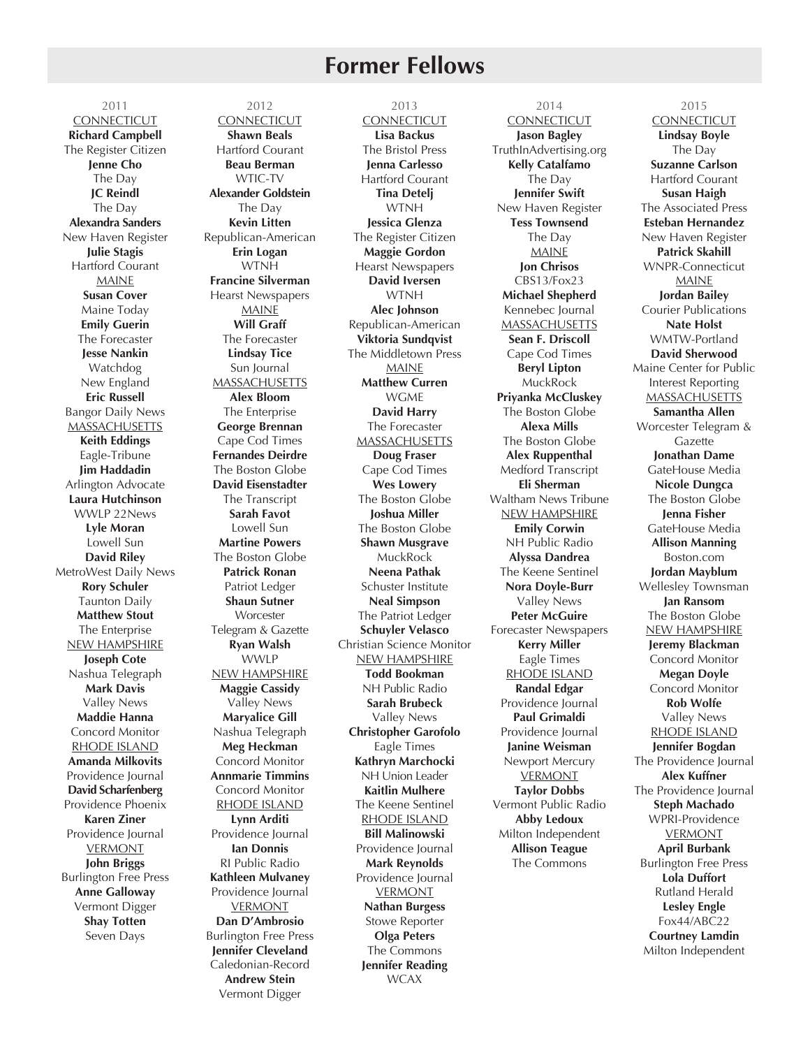# Former Fellows

## 2011

CONNECTICUT

**Richard Campbell**
The Register Citizen

**Jenne Cho**
The Day

**JC Reindl**
The Day

**Alexandra Sanders**
New Haven Register

**Julie Stagis**
Hartford Courant

MAINE

**Susan Cover**
Maine Today

**Emily Guerin**
The Forecaster

**Jesse Nankin**
Watchdog
New England

**Eric Russell**
Bangor Daily News

MASSACHUSETTS

**Keith Eddings**
Eagle-Tribune

**Jim Haddadin**
Arlington Advocate

**Laura Hutchinson**
WWLP 22News

**Lyle Moran**
Lowell Sun

**David Riley**
MetroWest Daily News

**Rory Schuler**
Taunton Daily

**Matthew Stout**
The Enterprise

NEW HAMPSHIRE

**Joseph Cote**
Nashua Telegraph

**Mark Davis**
Valley News

**Maddie Hanna**
Concord Monitor

RHODE ISLAND

**Amanda Milkovits**
Providence Journal

**David Scharfenberg**
Providence Phoenix

**Karen Ziner**
Providence Journal

VERMONT

**John Briggs**
Burlington Free Press

**Anne Galloway**
Vermont Digger

**Shay Totten**
Seven Days

## 2012

CONNECTICUT

**Shawn Beals**
Hartford Courant

**Beau Berman**
WTIC-TV

**Alexander Goldstein**
The Day

**Kevin Litten**
Republican-American

**Erin Logan**
WTNH

**Francine Silverman**
Hearst Newspapers

MAINE

**Will Graff**
The Forecaster

**Lindsay Tice**
Sun Journal

MASSACHUSETTS

**Alex Bloom**
The Enterprise

**George Brennan**
Cape Cod Times

**Fernandes Deirdre**
The Boston Globe

**David Eisenstadter**
The Transcript

**Sarah Favot**
Lowell Sun

**Martine Powers**
The Boston Globe

**Patrick Ronan**
Patriot Ledger

**Shaun Sutner**
Worcester
Telegram & Gazette

**Ryan Walsh**
WWLP

NEW HAMPSHIRE

**Maggie Cassidy**
Valley News

**Maryalice Gill**
Nashua Telegraph

**Meg Heckman**
Concord Monitor

**Annmarie Timmins**
Concord Monitor

RHODE ISLAND

**Lynn Arditi**
Providence Journal

**Ian Donnis**
RI Public Radio

**Kathleen Mulvaney**
Providence Journal

VERMONT

**Dan D'Ambrosio**
Burlington Free Press

**Jennifer Cleveland**
Caledonian-Record

**Andrew Stein**
Vermont Digger

## 2013

CONNECTICUT

**Lisa Backus**
The Bristol Press

**Jenna Carlesso**
Hartford Courant

**Tina Detelj**
WTNH

**Jessica Glenza**
The Register Citizen

**Maggie Gordon**
Hearst Newspapers

**David Iversen**
WTNH

**Alec Johnson**
Republican-American

**Viktoria Sundqvist**
The Middletown Press

MAINE

**Matthew Curren**
WGME

**David Harry**
The Forecaster

MASSACHUSETTS

**Doug Fraser**
Cape Cod Times

**Wes Lowery**
The Boston Globe

**Joshua Miller**
The Boston Globe

**Shawn Musgrave**
MuckRock

**Neena Pathak**
Schuster Institute

**Neal Simpson**
The Patriot Ledger

**Schuyler Velasco**
Christian Science Monitor

NEW HAMPSHIRE

**Todd Bookman**
NH Public Radio

**Sarah Brubeck**
Valley News

**Christopher Garofolo**
Eagle Times

**Kathryn Marchocki**
NH Union Leader

**Kaitlin Mulhere**
The Keene Sentinel

RHODE ISLAND

**Bill Malinowski**
Providence Journal

**Mark Reynolds**
Providence Journal

VERMONT

**Nathan Burgess**
Stowe Reporter

**Olga Peters**
The Commons

**Jennifer Reading**
WCAX

## 2014

CONNECTICUT

**Jason Bagley**
TruthInAdvertising.org

**Kelly Catalfamo**
The Day

**Jennifer Swift**
New Haven Register

**Tess Townsend**
The Day

MAINE

**Jon Chrisos**
CBS13/Fox23

**Michael Shepherd**
Kennebec Journal

MASSACHUSETTS

**Sean F. Driscoll**
Cape Cod Times

**Beryl Lipton**
MuckRock

**Priyanka McCluskey**
The Boston Globe

**Alexa Mills**
The Boston Globe

**Alex Ruppenthal**
Medford Transcript

**Eli Sherman**
Waltham News Tribune

NEW HAMPSHIRE

**Emily Corwin**
NH Public Radio

**Alyssa Dandrea**
The Keene Sentinel

**Nora Doyle-Burr**
Valley News

**Peter McGuire**
Forecaster Newspapers

**Kerry Miller**
Eagle Times

RHODE ISLAND

**Randal Edgar**
Providence Journal

**Paul Grimaldi**
Providence Journal

**Janine Weisman**
Newport Mercury

VERMONT

**Taylor Dobbs**
Vermont Public Radio

**Abby Ledoux**
Milton Independent

**Allison Teague**
The Commons

## 2015

CONNECTICUT

**Lindsay Boyle**
The Day

**Suzanne Carlson**
Hartford Courant

**Susan Haigh**
The Associated Press

**Esteban Hernandez**
New Haven Register

**Patrick Skahill**
WNPR-Connecticut

MAINE

**Jordan Bailey**
Courier Publications

**Nate Holst**
WMTW-Portland

**David Sherwood**
Maine Center for Public
Interest Reporting

MASSACHUSETTS

**Samantha Allen**
Worcester Telegram &
Gazette

**Jonathan Dame**
GateHouse Media

**Nicole Dungca**
The Boston Globe

**Jenna Fisher**
GateHouse Media

**Allison Manning**
Boston.com

**Jordan Mayblum**
Wellesley Townsman

**Jan Ransom**
The Boston Globe

NEW HAMPSHIRE

**Jeremy Blackman**
Concord Monitor

**Megan Doyle**
Concord Monitor

**Rob Wolfe**
Valley News

RHODE ISLAND

**Jennifer Bogdan**
The Providence Journal

**Alex Kuffner**
The Providence Journal

**Steph Machado**
WPRI-Providence

VERMONT

**April Burbank**
Burlington Free Press

**Lola Duffort**
Rutland Herald

**Lesley Engle**
Fox44/ABC22

**Courtney Lamdin**
Milton Independent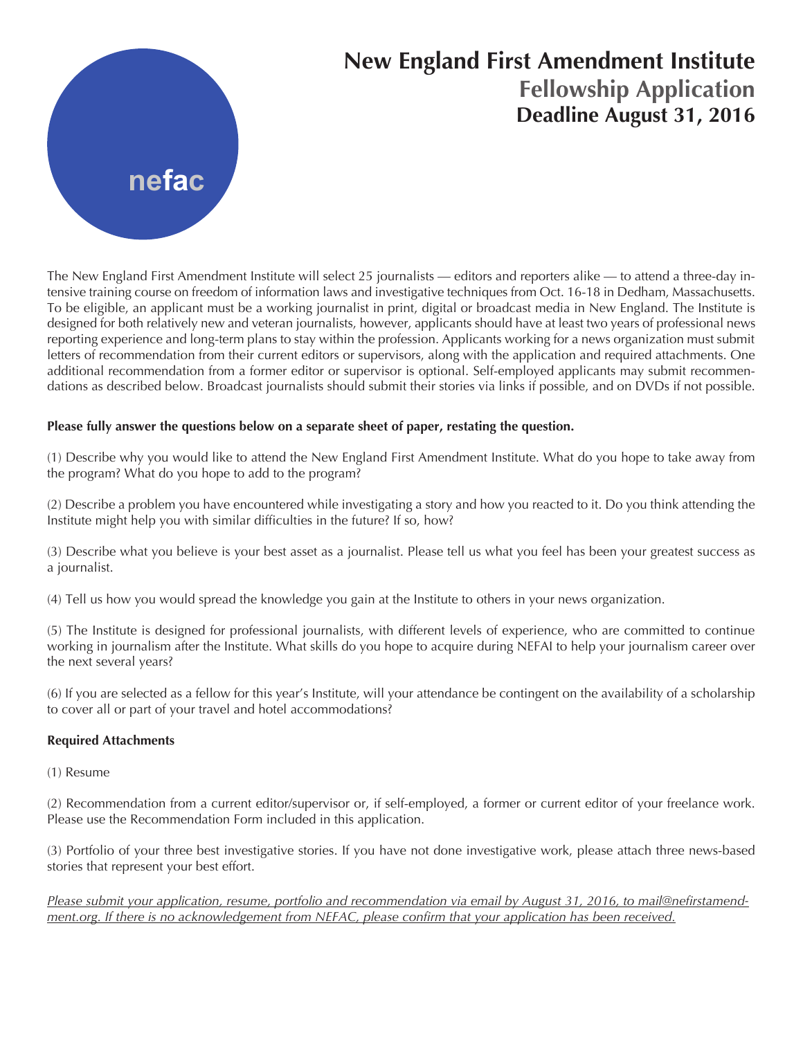nefac

# New England First Amendment Institute

## Fellowship Application

### Deadline August 31, 2016

The New England First Amendment Institute will select 25 journalists — editors and reporters alike — to attend a three-day intensive training course on freedom of information laws and investigative techniques from Oct. 16-18 in Dedham, Massachusetts. To be eligible, an applicant must be a working journalist in print, digital or broadcast media in New England. The Institute is designed for both relatively new and veteran journalists, however, applicants should have at least two years of professional news reporting experience and long-term plans to stay within the profession. Applicants working for a news organization must submit letters of recommendation from their current editors or supervisors, along with the application and required attachments. One additional recommendation from a former editor or supervisor is optional. Self-employed applicants may submit recommendations as described below. Broadcast journalists should submit their stories via links if possible, and on DVDs if not possible.

**Please fully answer the questions below on a separate sheet of paper, restating the question.**

(1) Describe why you would like to attend the New England First Amendment Institute. What do you hope to take away from the program? What do you hope to add to the program?

(2) Describe a problem you have encountered while investigating a story and how you reacted to it. Do you think attending the Institute might help you with similar difficulties in the future? If so, how?

(3) Describe what you believe is your best asset as a journalist. Please tell us what you feel has been your greatest success as a journalist.

(4) Tell us how you would spread the knowledge you gain at the Institute to others in your news organization.

(5) The Institute is designed for professional journalists, with different levels of experience, who are committed to continue working in journalism after the Institute. What skills do you hope to acquire during NEFAI to help your journalism career over the next several years?

(6) If you are selected as a fellow for this year's Institute, will your attendance be contingent on the availability of a scholarship to cover all or part of your travel and hotel accommodations?

**Required Attachments**

(1) Resume

(2) Recommendation from a current editor/supervisor or, if self-employed, a former or current editor of your freelance work. Please use the Recommendation Form included in this application.

(3) Portfolio of your three best investigative stories. If you have not done investigative work, please attach three news-based stories that represent your best effort.

*Please submit your application, resume, portfolio and recommendation via email by August 31, 2016, to mail@nefirstamendment.org. If there is no acknowledgement from NEFAC, please confirm that your application has been received.*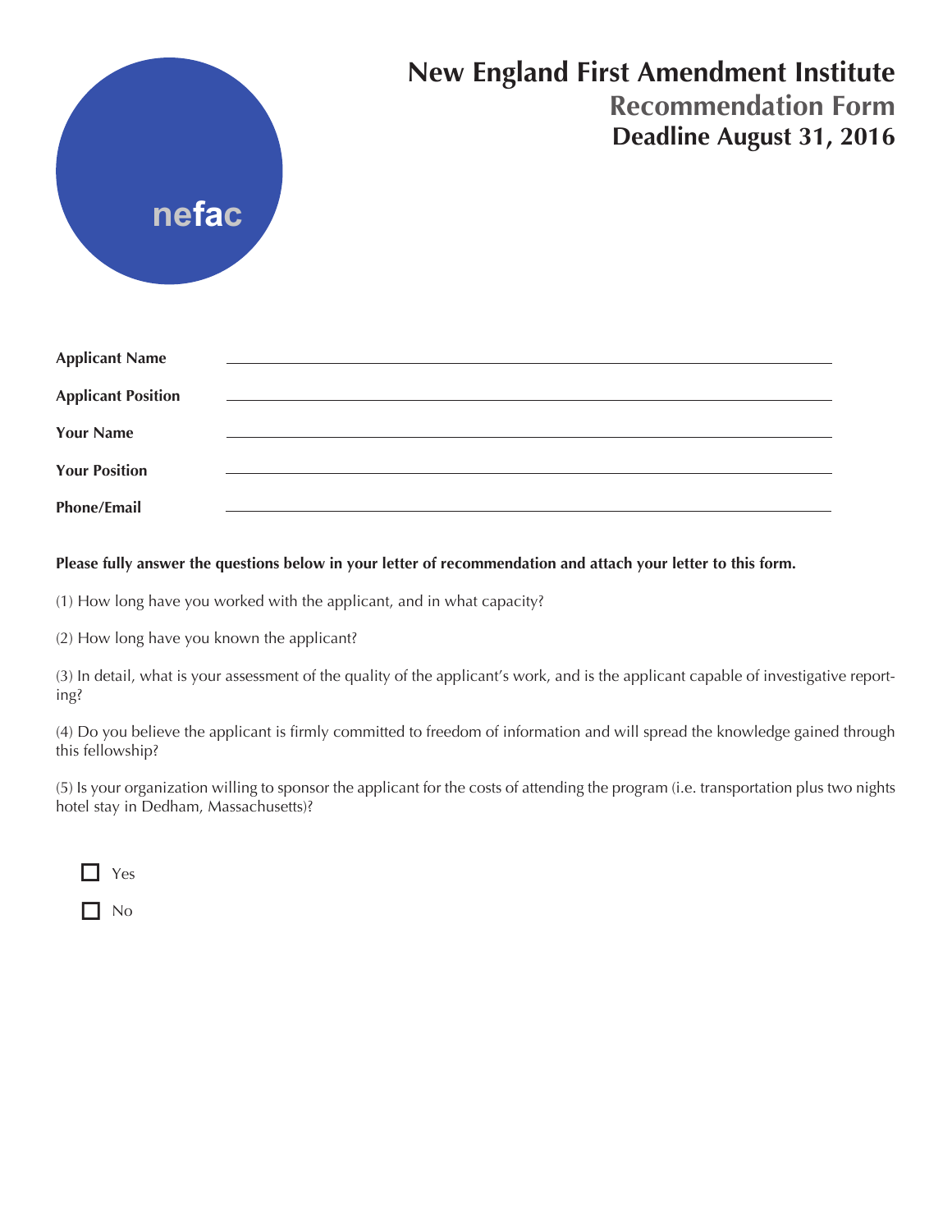nefac

# New England First Amendment Institute

## Recommendation Form

## Deadline August 31, 2016

**Applicant Name** ______________________________

**Applicant Position** ______________________________

**Your Name** ______________________________

**Your Position** ______________________________

**Phone/Email** ______________________________

**Please fully answer the questions below in your letter of recommendation and attach your letter to this form.**

(1) How long have you worked with the applicant, and in what capacity?

(2) How long have you known the applicant?

(3) In detail, what is your assessment of the quality of the applicant's work, and is the applicant capable of investigative reporting?

(4) Do you believe the applicant is firmly committed to freedom of information and will spread the knowledge gained through this fellowship?

(5) Is your organization willing to sponsor the applicant for the costs of attending the program (i.e. transportation plus two nights hotel stay in Dedham, Massachusetts)?

- [ ] Yes
- [ ] No